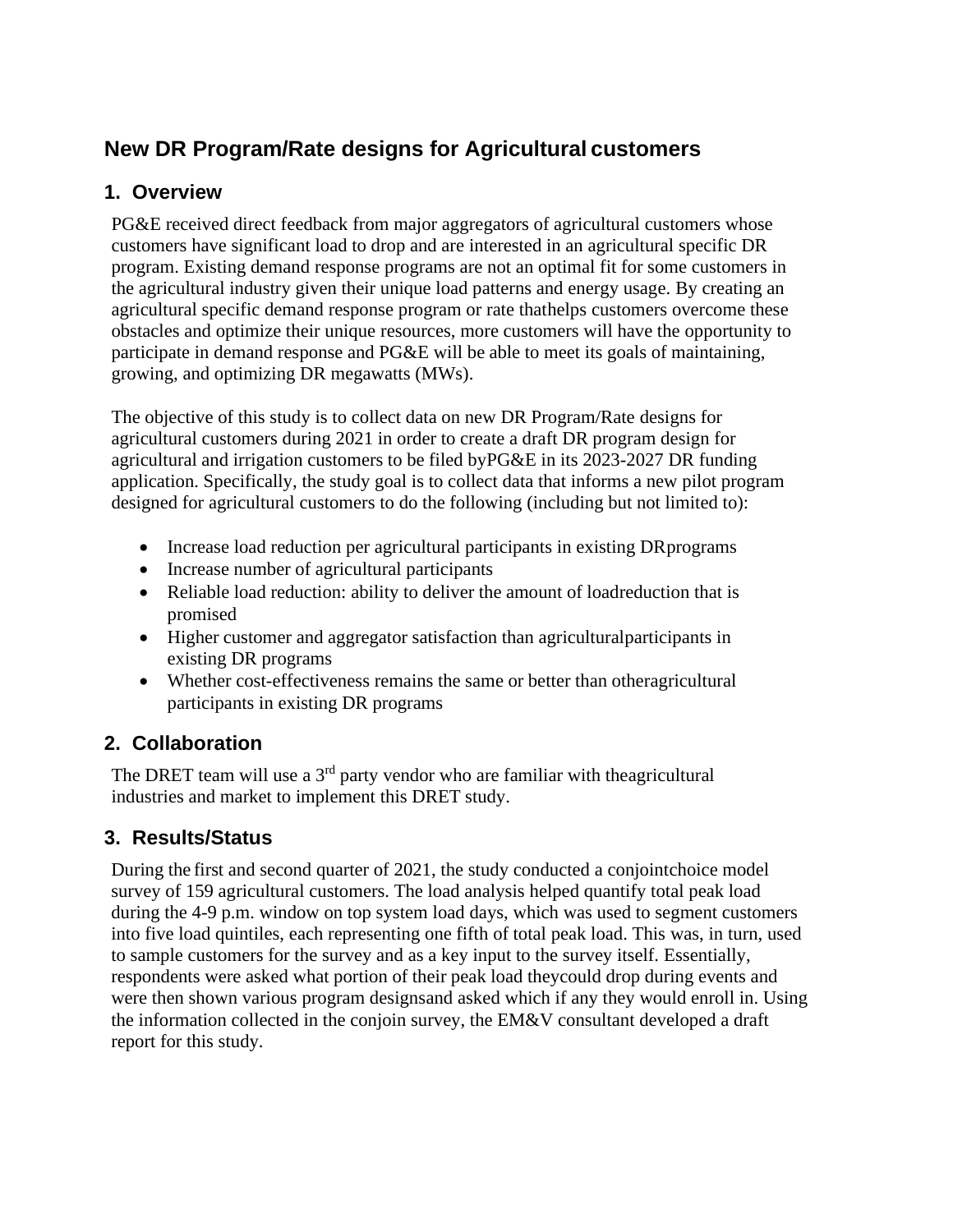# New DR Program/Rate designs for Agricultural customers

## 1. Overview

PG&E received direct feedback from major aggregators of agricultural customers whose customers have significant load to drop and are interested in an agricultural specific DR program. Existing demand response programs are not an optimal fit for some customers in the agricultural industry given their unique load patterns and energy usage. By creating an agricultural specific demand response program or rate thathelps customers overcome these obstacles and optimize their unique resources, more customers will have the opportunity to participate in demand response and PG&E will be able to meet its goals of maintaining, growing, and optimizing DR megawatts (MWs).

The objective of this study is to collect data on new DR Program/Rate designs for agricultural customers during 2021 in order to create a draft DR program design for agricultural and irrigation customers to be filed byPG&E in its 2023-2027 DR funding application. Specifically, the study goal is to collect data that informs a new pilot program designed for agricultural customers to do the following (including but not limited to):

- Increase load reduction per agricultural participants in existing DRprograms
- Increase number of agricultural participants
- Reliable load reduction: ability to deliver the amount of loadreduction that is promised
- Higher customer and aggregator satisfaction than agriculturalparticipants in existing DR programs
- Whether cost-effectiveness remains the same or better than otheragricultural participants in existing DR programs

## 2. Collaboration

The DRET team will use a 3rd party vendor who are familiar with theagricultural industries and market to implement this DRET study.

## 3. Results/Status

During the first and second quarter of 2021, the study conducted a conjointchoice model survey of 159 agricultural customers. The load analysis helped quantify total peak load during the 4-9 p.m. window on top system load days, which was used to segment customers into five load quintiles, each representing one fifth of total peak load. This was, in turn, used to sample customers for the survey and as a key input to the survey itself. Essentially, respondents were asked what portion of their peak load theycould drop during events and were then shown various program designsand asked which if any they would enroll in. Using the information collected in the conjoin survey, the EM&V consultant developed a draft report for this study.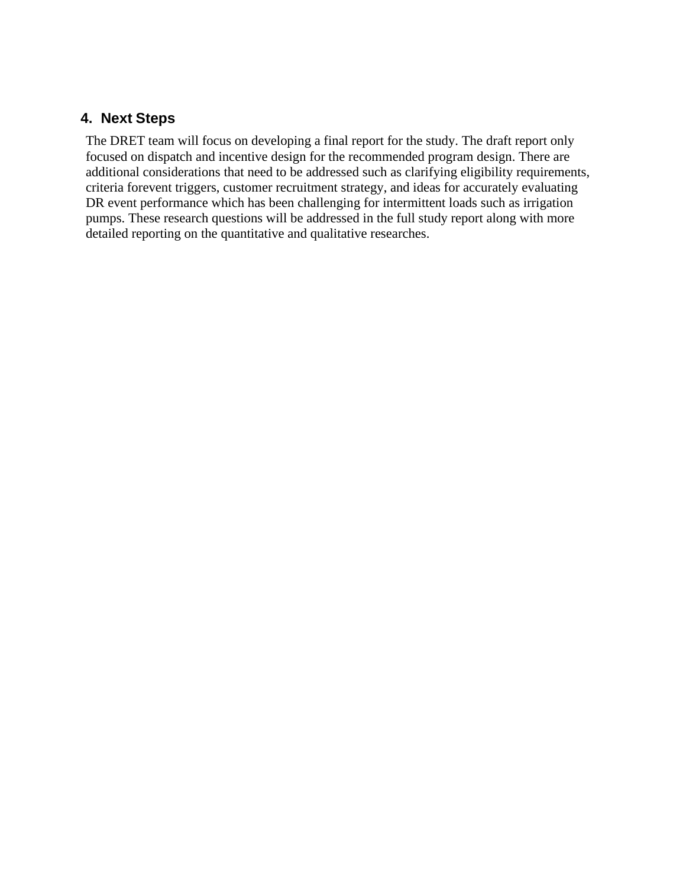## 4. Next Steps

The DRET team will focus on developing a final report for the study. The draft report only focused on dispatch and incentive design for the recommended program design. There are additional considerations that need to be addressed such as clarifying eligibility requirements, criteria forevent triggers, customer recruitment strategy, and ideas for accurately evaluating DR event performance which has been challenging for intermittent loads such as irrigation pumps. These research questions will be addressed in the full study report along with more detailed reporting on the quantitative and qualitative researches.